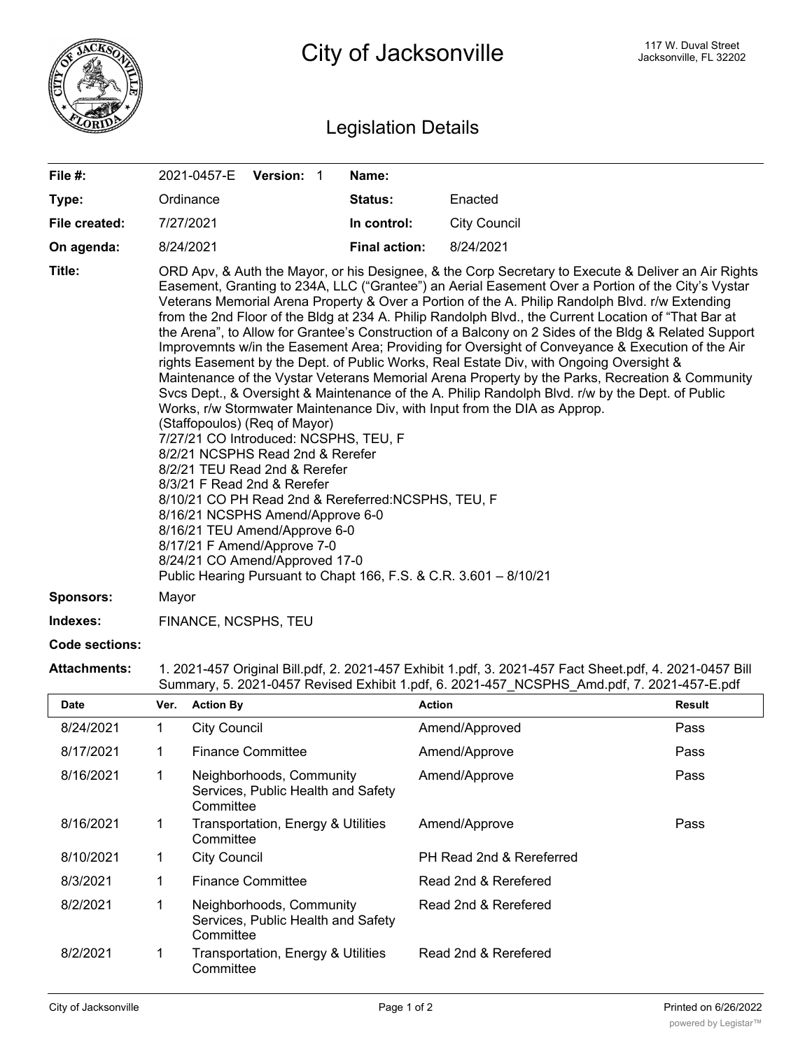# City of Jacksonville

117 W. Duval Street
Jacksonville, FL 32202

## Legislation Details

| | | | |
|---|---|---|---|
| **File #:** | 2021-0457-E **Version:** 1 | **Name:** | |
| **Type:** | Ordinance | **Status:** | Enacted |
| **File created:** | 7/27/2021 | **In control:** | City Council |
| **On agenda:** | 8/24/2021 | **Final action:** | 8/24/2021 |

**Title:** ORD Apv, & Auth the Mayor, or his Designee, & the Corp Secretary to Execute & Deliver an Air Rights Easement, Granting to 234A, LLC ("Grantee") an Aerial Easement Over a Portion of the City's Vystar Veterans Memorial Arena Property & Over a Portion of the A. Philip Randolph Blvd. r/w Extending from the 2nd Floor of the Bldg at 234 A. Philip Randolph Blvd., the Current Location of "That Bar at the Arena", to Allow for Grantee's Construction of a Balcony on 2 Sides of the Bldg & Related Support Improvemnts w/in the Easement Area; Providing for Oversight of Conveyance & Execution of the Air rights Easement by the Dept. of Public Works, Real Estate Div, with Ongoing Oversight & Maintenance of the Vystar Veterans Memorial Arena Property by the Parks, Recreation & Community Svcs Dept., & Oversight & Maintenance of the A. Philip Randolph Blvd. r/w by the Dept. of Public Works, r/w Stormwater Maintenance Div, with Input from the DIA as Approp.
(Staffopoulos) (Req of Mayor)
7/27/21 CO Introduced: NCSPHS, TEU, F
8/2/21 NCSPHS Read 2nd & Rerefer
8/2/21 TEU Read 2nd & Rerefer
8/3/21 F Read 2nd & Rerefer
8/10/21 CO PH Read 2nd & Rereferred:NCSPHS, TEU, F
8/16/21 NCSPHS Amend/Approve 6-0
8/16/21 TEU Amend/Approve 6-0
8/17/21 F Amend/Approve 7-0
8/24/21 CO Amend/Approved 17-0
Public Hearing Pursuant to Chapt 166, F.S. & C.R. 3.601 – 8/10/21

**Sponsors:** Mayor

**Indexes:** FINANCE, NCSPHS, TEU

**Code sections:**

**Attachments:** 1. 2021-457 Original Bill.pdf, 2. 2021-457 Exhibit 1.pdf, 3. 2021-457 Fact Sheet.pdf, 4. 2021-0457 Bill Summary, 5. 2021-0457 Revised Exhibit 1.pdf, 6. 2021-457_NCSPHS_Amd.pdf, 7. 2021-457-E.pdf

| Date | Ver. | Action By | Action | Result |
|---|---|---|---|---|
| 8/24/2021 | 1 | City Council | Amend/Approved | Pass |
| 8/17/2021 | 1 | Finance Committee | Amend/Approve | Pass |
| 8/16/2021 | 1 | Neighborhoods, Community Services, Public Health and Safety Committee | Amend/Approve | Pass |
| 8/16/2021 | 1 | Transportation, Energy & Utilities Committee | Amend/Approve | Pass |
| 8/10/2021 | 1 | City Council | PH Read 2nd & Rereferred | |
| 8/3/2021 | 1 | Finance Committee | Read 2nd & Rerefered | |
| 8/2/2021 | 1 | Neighborhoods, Community Services, Public Health and Safety Committee | Read 2nd & Rerefered | |
| 8/2/2021 | 1 | Transportation, Energy & Utilities Committee | Read 2nd & Rerefered | |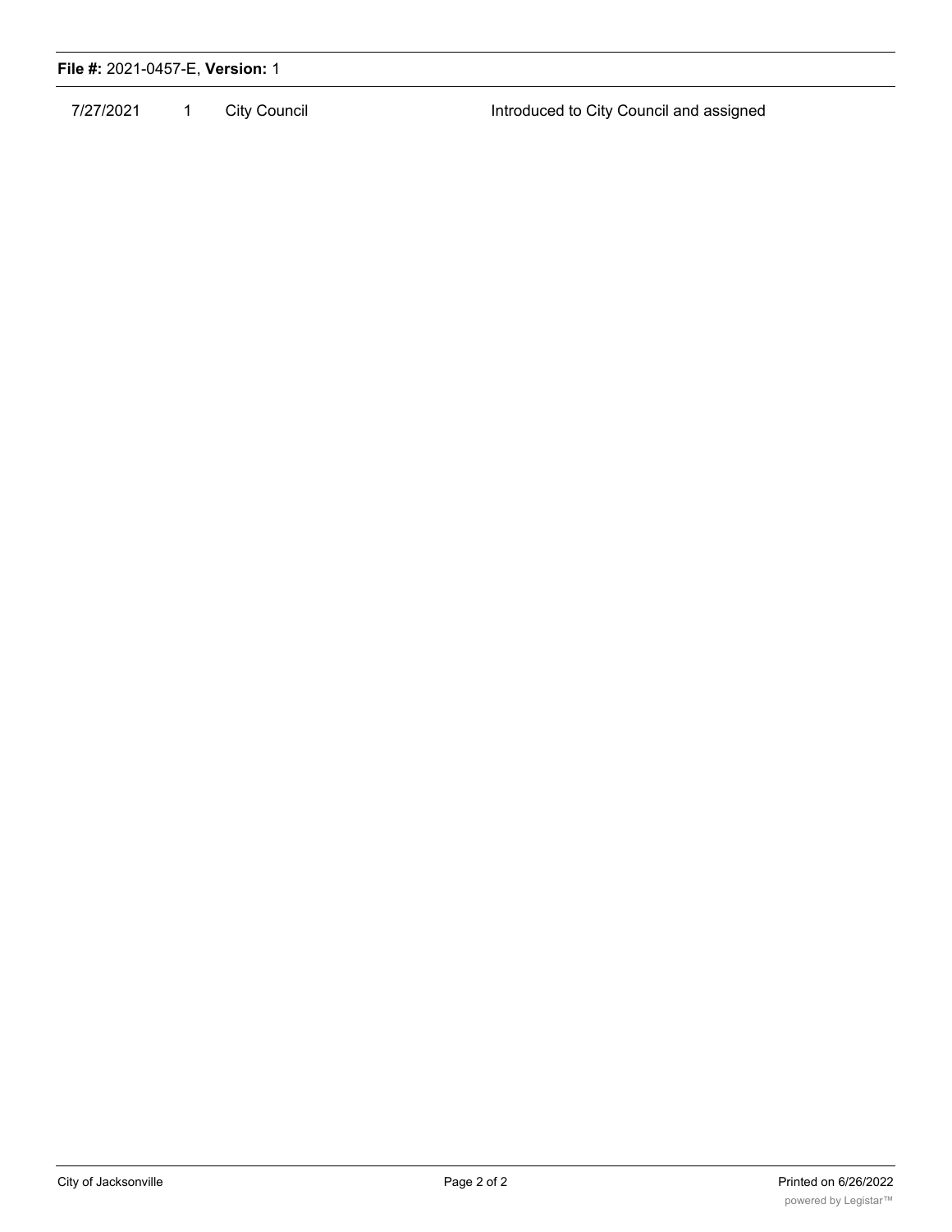**File #:** 2021-0457-E, **Version:** 1

| | | | |
|---|---|---|---|
| 7/27/2021 | 1 | City Council | Introduced to City Council and assigned |